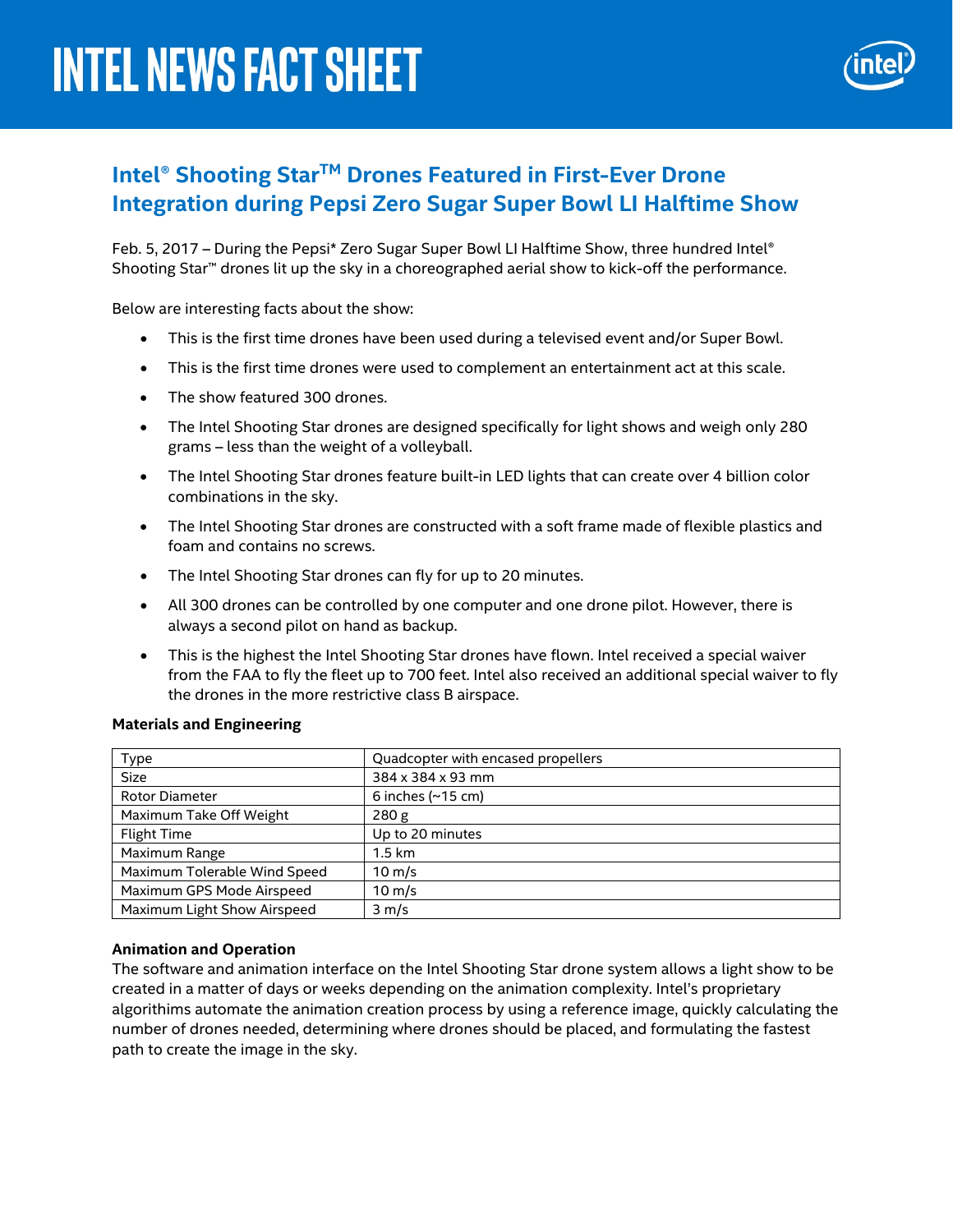# INTEL NEWS FACT SHEET

## Intel® Shooting Star™ Drones Featured in First-Ever Drone Integration during Pepsi Zero Sugar Super Bowl LI Halftime Show

Feb. 5, 2017 – During the Pepsi* Zero Sugar Super Bowl LI Halftime Show, three hundred Intel® Shooting Star™ drones lit up the sky in a choreographed aerial show to kick-off the performance.

Below are interesting facts about the show:

- This is the first time drones have been used during a televised event and/or Super Bowl.
- This is the first time drones were used to complement an entertainment act at this scale.
- The show featured 300 drones.
- The Intel Shooting Star drones are designed specifically for light shows and weigh only 280 grams – less than the weight of a volleyball.
- The Intel Shooting Star drones feature built-in LED lights that can create over 4 billion color combinations in the sky.
- The Intel Shooting Star drones are constructed with a soft frame made of flexible plastics and foam and contains no screws.
- The Intel Shooting Star drones can fly for up to 20 minutes.
- All 300 drones can be controlled by one computer and one drone pilot. However, there is always a second pilot on hand as backup.
- This is the highest the Intel Shooting Star drones have flown. Intel received a special waiver from the FAA to fly the fleet up to 700 feet. Intel also received an additional special waiver to fly the drones in the more restrictive class B airspace.

**Materials and Engineering**

| Type | Quadcopter with encased propellers |
|---|---|
| Size | 384 x 384 x 93 mm |
| Rotor Diameter | 6 inches (~15 cm) |
| Maximum Take Off Weight | 280 g |
| Flight Time | Up to 20 minutes |
| Maximum Range | 1.5 km |
| Maximum Tolerable Wind Speed | 10 m/s |
| Maximum GPS Mode Airspeed | 10 m/s |
| Maximum Light Show Airspeed | 3 m/s |

**Animation and Operation**

The software and animation interface on the Intel Shooting Star drone system allows a light show to be created in a matter of days or weeks depending on the animation complexity. Intel's proprietary algorithims automate the animation creation process by using a reference image, quickly calculating the number of drones needed, determining where drones should be placed, and formulating the fastest path to create the image in the sky.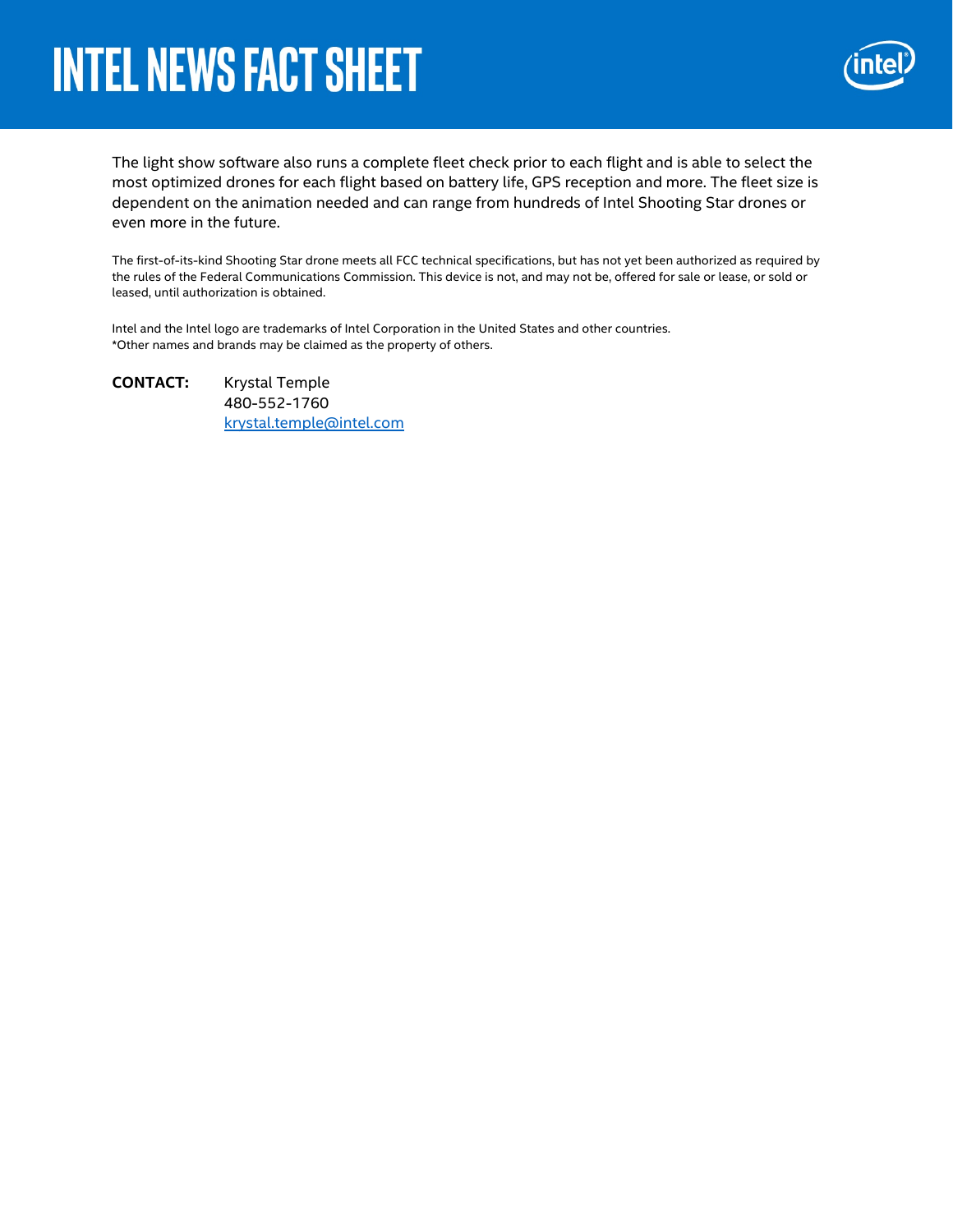# INTEL NEWS FACT SHEET

The light show software also runs a complete fleet check prior to each flight and is able to select the most optimized drones for each flight based on battery life, GPS reception and more. The fleet size is dependent on the animation needed and can range from hundreds of Intel Shooting Star drones or even more in the future.

The first-of-its-kind Shooting Star drone meets all FCC technical specifications, but has not yet been authorized as required by the rules of the Federal Communications Commission. This device is not, and may not be, offered for sale or lease, or sold or leased, until authorization is obtained.

Intel and the Intel logo are trademarks of Intel Corporation in the United States and other countries.
*Other names and brands may be claimed as the property of others.

**CONTACT:** Krystal Temple
480-552-1760
[krystal.temple@intel.com](mailto:krystal.temple@intel.com)